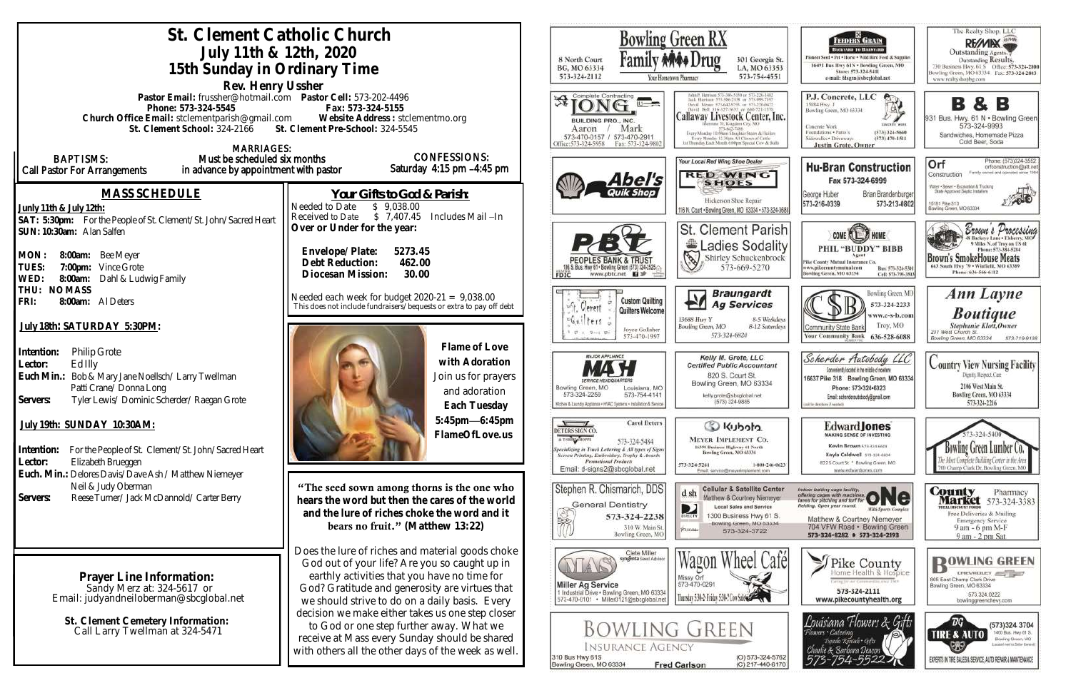# St. Clement Catholic Church

## July 11th & 12th, 2020

## 15th Sunday in Ordinary Time

**Rev. Henry Ussher**

**Pastor Email:** frussher@hotmail.com **Pastor Cell:** 573-202-4496
**Phone: 573-324-5545** **Fax: 573-324-5155**
**Church Office Email:** stclementparish@gmail.com **Website Address:** stclementmo.org
**St. Clement School:** 324-2166 **St. Clement Pre-School:** 324-5545

**BAPTISMS:** Call Pastor For Arrangements

**MARRIAGES:** Must be scheduled six months in advance by appointment with pastor

**CONFESSIONS:** Saturday 4:15 pm –4:45 pm

## MASS SCHEDULE

**Junly 11th & July 12th:**
**SAT: 5:30pm:** For the People of St. Clement/St. John/Sacred Heart
**SUN: 10:30am:** Alan Salfen

**MON: 8:00am:** Bee Meyer
**TUES: 7:00pm:** Vince Grote
**WED: 8:00am:** Dahl & Ludwig Family
**THU: NO MASS**
**FRI: 8:00am:** Al Deters

**July 18th: SATURDAY 5:30PM:**

**Intention:** Philip Grote
**Lector:** Ed Illy
**Euch Min.:** Bob & Mary Jane Noellsch/ Larry Twellman
Patti Crane/ Donna Long
**Servers:** Tyler Lewis/ Dominic Scherder/ Raegan Grote

**July 19th: SUNDAY 10:30AM:**

**Intention:** For the People of St. Clement/St. John/Sacred Heart
**Lector:** Elizabeth Brueggen
**Euch. Min.:** Delores Davis/Dave Ash / Matthew Niemeyer
Neil & Judy Oberman
**Servers:** Reese Turner/ Jack McDannold/ Carter Berry

**Prayer Line Information:**
Sandy Merz at: 324-5617 or
Email: judyandneiloberman@sbcglobal.net

**St. Clement Cemetery Information:**
Call Larry Twellman at 324-5471

## Your Gifts to God & Parish:

Needed to Date $ 9,038.00
Received to Date $ 7,407.45 Includes Mail –In
**Over or Under for the year:**

**Envelope/Plate: 5273.45**
**Debt Reduction: 462.00**
**Diocesan Mission: 30.00**

Needed each week for budget 2020-21 = 9,038.00
This does not include fundraisers/bequests or extra to pay off debt

**Flame of Love with Adoration**
Join us for prayers and adoration
**Each Tuesday**
**5:45pm—6:45pm**
**FlameOfLove.us**

**"The seed sown among thorns is the one who hears the word but then the cares of the world and the lure of riches choke the word and it bears no fruit." (Matthew 13:22)**

Does the lure of riches and material goods choke God out of your life? Are you so caught up in earthly activities that you have no time for God? Gratitude and generosity are virtues that we should strive to do on a daily basis. Every decision we make either takes us one step closer to God or one step further away. What we receive at Mass every Sunday should be shared with others all the other days of the week as well.

---

Bowling Green RX Family Drug — 8 North Court, BG, MO 63334, 573-324-2112 — Your Hometown Pharmacy — 301 Georgia St., LA, MO 63353, 573-754-4551

Feeders Grain — Backyard to Barnyard — Pioneer Seed • Pet • Horse • Wild Bird Feed & Supplies — 16491 Bus Hwy 61N • Bowling Green, MO — Store: 573-324-5411 — e-mail: fdsgrn@sbcglobal.net

The Realty Shop, LLC — RE/MAX — Outstanding Agents. Outstanding Results. — 730 Business Hwy. 61 S, Bowling Green, MO 63334 — Office: 573-324-2800, Fax: 573-324-2863 — www.realtyshopbg.com

Complete Contracting — Long Building Pro., Inc. — Aaron / Mark — 573-470-0157 / 573-470-2911 — Office: 573-324-5958 Fax: 573-324-9802

Callaway Livestock Center, Inc. — Interstate 70, Kingdom City, MO — 573-642-7486 — Every Monday 10:00am Slaughter Steers & Heifers — Every Monday 12:30pm All Classes of Cattle — 1st Thursday Each Month 6:00pm Special Cow & Bulls

P.J. Concrete, LLC — 15084 Hwy. J, Bowling Green, MO 63334 — Concrete Work, Foundations • Patio's, Sidewalks • Driveways — (573) 324-5660, (573) 470-1511 — Justin Grote, Owner

B & B — 931 Bus. Hwy. 61 N • Bowling Green — 573-324-9993 — Sandwiches, Homemade Pizza, Cold Beer, Soda

Abel's Quik Shop

Your Local Red Wing Shoe Dealer — Red Wing Shoes — Hickerson Shoe Repair — 116 N. Court • Bowling Green, MO 63334 • 573-324-3688

Hu-Bran Construction — Fax 573-324-6999 — George Huber 573-216-0339 — Brian Brandenburger 573-213-0802

Orf Construction — Phone: (573)324-3552 — orfconstruction@att.net — Family owned and operated since 1984 — Water • Sewer • Excavation & Trucking — State Approved Septic Installers — 15181 Pike 313, Bowling Green, MO 63334

PBT — Peoples Bank & Trust — 1195 S. Bus. Hwy 61 • Bowling Green (573) 324-2525 — www.pbtc.net — FDIC

St. Clement Parish Ladies Sodality — Shirley Schuckenbrock — 573-669-5270

Come Home — Phil "Buddy" Bibb — Agent — Pike County Mutual Insurance Co. — www.pikecountymutual.com — Bowling Green, MO 63334 — Bus: 573-324-5301 — Cell: 573-795-3593

Brown's Processing — 26 Buckeye Lane • Elsberry, MO — 9 Miles N. of Troy on US 61 — Phone: 573-384-5284 — Brown's SmokeHouse Meats — 663 South Hwy 79 • Winfield, MO 63389 — Phone: 636-566-6112

St. Clement Quilters — Custom Quilting, Quilters Welcome — Joyce Gollaher — 573-470-1997

Braungardt Ag Services — 13688 Hwy Y, Bowling Green, MO — 8-5 Weekdays, 8-12 Saturdays — 573-324-6820

Community State Bank — Bowling Green, MO — 573-324-2233 — www.c-s-b.com — Troy, MO — Your Community Bank 636-528-6688

Ann Layne Boutique — Stephanie Klott, Owner — 201 West Church St., Bowling Green, MO 63334 — 573-719-9108

Mash — Major Appliance Service Headquarters — Bowling Green, MO 573-324-2259 — Louisiana, MO 573-754-4141 — Kitchen & Laundry Appliance • HVAC Systems • Installation & Service

Kelly M. Grote, LLC — Certified Public Accountant — 820 S. Court St., Bowling Green, MO 63334 — kellygrote@sbcglobal.net — (573) 324-9885

Scherder Autobody LLC — Conveniently located in the middle of nowhere — 16637 Pike 318 Bowling Green, MO 63334 — Phone: 573-324-6023 — Email: scherderautobody@gmail.com

Country View Nursing Facility — Dignity, Respect, Care — 2106 West Main St., Bowling Green, MO 63334 — 573-324-2216

Deters Sign Co. — Carol Deters — 573-324-5484 — Specializing in Truck Lettering & All types of Signs — Screen Printing, Embroidery, Trophy & Awards — Promotional Products — Email: d-signs2@sbcglobal.net

Kubota — Meyer Implement Co. — 16398 Business Highway 61 North, Bowling Green, MO 63334 — 573-324-5261 — 1-800-246-0623 — Email: service@meyerimplement.com

Edward Jones — Making Sense of Investing — Kevin Brown 573-324-6604 — Kayla Caldwell 573-324-6604 — 822 S Court St * Bowling Green, MO — www.edwardjones.com

Bowling Green Lumber Co. — 573-324-5400 — The Most Complete Building Center in the Area — 700 Champ Clark Dr., Bowling Green, MO

Stephen R. Chismarich, DDS — General Dentistry — 573-324-2238 — 310 W. Main St., Bowling Green, MO

Cellular & Satellite Center — Matthew & Courtney Niemeyer — Local Sales and Service — 1300 Business Hwy 61 S, Bowling Green, MO 63334 — 573-324-3722

One Multi-Sports Complex — Indoor batting cage facility, offering cages with machines, lanes for pitching and turf for fielding. Open year round. — Matthew & Courtney Niemeyer — 704 VFW Road • Bowling Green — 573-324-8282 • 573-324-2193

County Market Pharmacy — 573-324-3383 — Free Deliveries & Mailing — Emergency Service — 9 am - 6 pm M-F — 9 am - 2 pm Sat

MAS — Miller Ag Service — Clete Miller, Syngenta Seed Advisor — 1 Industrial Drive • Bowling Green, MO 63334 — 573-470-0101 • Miller0121@sbcglobal.net

Wagon Wheel Café — Missy Orf — 573-470-0291 — Thursday 5:30-2; Friday 5:30-?; Cow Sale

Pike County Home Health & Hospice — Caring for our Communities since 1969 — 573-324-2111 — www.pikecountyhealth.org

Bowling Green Chevrolet — 805 East Champ Clark Drive, Bowling Green, MO 63334 — 573.324.0222 — bowlinggreenchevy.com

Bowling Green Insurance Agency — 310 Bus Hwy 61S, Bowling Green, MO 63334 — Fred Carlson — (O) 573-324-5762 — (C) 217-440-6170

Louisiana Flowers & Gifts — Flowers • Catering • Tuxedo Rentals • Gifts — Charlie & Barbara Deacon — 573-754-5522

BG Tire & Auto — (573)324.3704 — 1400 Bus. Hwy 61 S., Bowling Green, MO — Experts in Tire Sales & Service, Auto Repair & Maintenance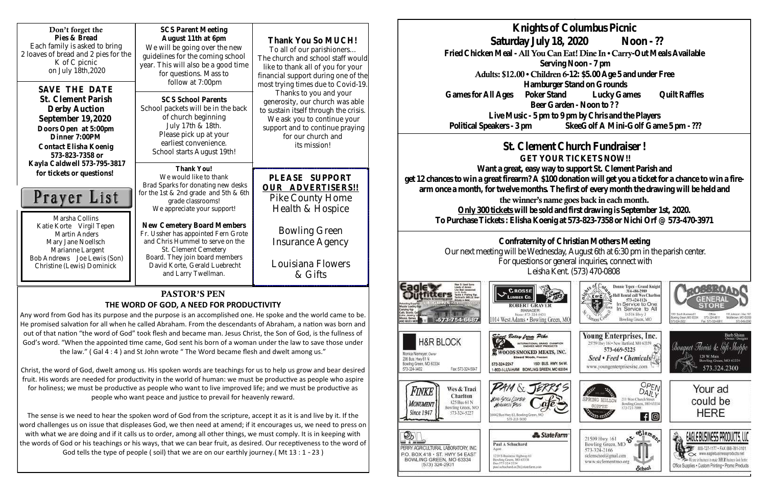**Don't forget the Pies & Bread**

Each family is asked to bring 2 loaves of bread and 2 pies for the K of C picnic on July 18th,2020

**SAVE THE DATE**
**St. Clement Parish Derby Auction**
**September 19,2020**
**Doors Open at 5:00pm**
**Dinner 7:00PM**
**Contact Elisha Koenig 573-823-7358 or Kayla Caldwell 573-795-3817 for tickets or questions!**

## Prayer List

Marsha Collins
Katie Korte Virgil Tepen
Martin Anders
Mary Jane Noellsch
Marianne Largent
Bob Andrews Joe Lewis (Son)
Christine (Lewis) Dominick

**SCS Parent Meeting**
**August 11th at 6pm**

We will be going over the new guidelines for the coming school year. This will also be a good time for questions. Mass to follow at 7:00pm

**SCS School Parents**

School packets will be in the back of church beginning July 17th & 18th. Please pick up at your earliest convenience. School starts August 19th!

**Thank You!**

We would like to thank Brad Sparks for donating new desks for the 1st & 2nd grade and 5th & 6th grade classrooms! We appreciate your support!

**New Cemetery Board Members**

Fr. Ussher has appointed Fern Grote and Chris Hummel to serve on the St. Clement Cemetery Board. They join board members David Korte, Gerald Luebrecht and Larry Twellman.

**Thank You So MUCH!**

To all of our parishioners... The church and school staff would like to thank all of you for your financial support during one of the most trying times due to Covid-19. Thanks to you and your generosity, our church was able to sustain itself through the crisis. We ask you to continue your support and to continue praying for our church and its mission!

**PLEASE SUPPORT OUR ADVERTISERS!!**

Pike County Home Health & Hospice

Bowling Green Insurance Agency

Louisiana Flowers & Gifts

## PASTOR'S PEN
### THE WORD OF GOD, A NEED FOR PRODUCTIVITY

Any word from God has its purpose and the purpose is an accomplished one. He spoke and the world came to be. He promised salvation for all when he called Abraham. From the descendants of Abraham, a nation was born and out of that nation "the word of God" took flesh and became man. Jesus Christ, the Son of God, is the fullness of God's word. "When the appointed time came, God sent his born of a woman under the law to save those under the law." ( Gal 4 : 4 ) and St John wrote " The Word became flesh and dwelt among us."

Christ, the word of God, dwelt among us. His spoken words are teachings for us to help us grow and bear desired fruit. His words are needed for productivity in the world of human: we must be productive as people who aspire for holiness; we must be productive as people who want to live improved life; and we must be productive as people who want peace and justice to prevail for heavenly reward.

The sense is we need to hear the spoken word of God from the scripture, accept it as it is and live by it. If the word challenges us on issue that displeases God, we then need at amend; if it encourages us, we need to press on with what we are doing and if it calls us to order, among all other things, we must comply. It is in keeping with the words of God or his teachings or his ways, that we can bear fruit, as desired. Our receptiveness to the word of God tells the type of people ( soil) that we are on our earthly journey.( Mt 13 : 1 - 23 )

## Knights of Columbus Picnic
## Saturday July 18, 2020 Noon - ??

**Fried Chicken Meal - All You Can Eat! Dine In • Carry-Out Meals Available**
**Serving Noon - 7 pm**
**Adults: $12.00 • Children 6-12: $5.00 Age 5 and under Free**
**Hamburger Stand on Grounds**
**Games for All Ages Poker Stand Lucky Games Quilt Raffles**
**Beer Garden - Noon to ? ?**
**Live Music - 5 pm to 9 pm by Chris and the Players**
**Political Speakers - 3 pm SkeeGolf A Mini-Golf Game 5 pm - ???**

## St. Clement Church Fundraiser !
**GET YOUR TICKETS NOW!!**

**Want a great, easy way to support St. Clement Parish and get 12 chances to win a great firearm? A $100 donation will get you a ticket for a chance to win a firearm once a month, for twelve months. The first of every month the drawing will be held and the winner's name goes back in each month.**
**Only 300 tickets will be sold and first drawing is September 1st, 2020.**
**To Purchase Tickets : Elisha Koenig at 573-823-7358 or Nichi Orf @ 573-470-3971**

**Confraternity of Christian Mothers Meeting**

Our next meeting will be Wednesday, August 6th at 6:30 pm in the parish center. For questions or general inquiries, connect with Leisha Kent. (573) 470-0808

Eagle Outfitters — 573-754-6687

Crosse Lumber Co. — Robert Graver, Manager — Store: 573-324-5431 — 1014 West Adams • Bowling Green, MO

Knights of Columbus — Donnie Tepen - Grand Knight 314-486-2989 — Hall Rental call Wes Charlton 573-324-1126 — In Service to One, In Service to All — 14516 Hwy J Bowling Green, MO

Crossroads General Store — 573-324-6511

H&R Block — Monica Niemeyer, Owner — 206 Bus. Hwy 61 N, Bowling Green, MO 63334 — 573-324-3402 Fax: 573-324-5047

Sweet Betsy from Pike — Woods Smoked Meats, Inc. — Edward Woods, President — 573-324-2247 — 1501 Bus. Hwy 54 W. — 1-800-I-LUV-HAM Bowling Green, MO 63334

Young Enterprises, Inc. — 25759 Hwy 161 • New Hartford, MO 63359 — 573-669-5225 — Seed • Feed • Chemicals — www.youngenterprisesinc.com

Bouquet Florist & Gift Shoppe — Barb Shinn, Owner / Designer — 120 W. Main, Bowling Green, MO 63334 — 573.324.2300

Finke Monument Since 1947 — Wes & Traci Charlton — 825 Bus 61 N, Bowling Green, MO — 573-324-5227

Pam & Jerri's Cafe — Home Style Cooking, Homemade Pies — 16442 Bus Hwy 61, Bowling Green, MO

Spring Hollow Coffee — Open Daily — 211 West Church Street, Bowling Green, MO 63334

Your ad could be HERE

Perry Agricultural Laboratory, Inc. — P.O. Box 418 • St. Hwy 54 East, Bowling Green, MO 63334 — (573) 324-2931

State Farm — Paul A Schuchard, Agent — 1218 S Business Highway 61, Bowling Green, MO 63334

St. Clement School — 21509 Hwy 161, Bowling Green, MO — 573-324-2166 — sclemschool@gmail.com — www.stclementmo.org

Eagle Business Products, LLC — 800-727-1177 • FAX 888-781-3101 — www.eaglebusinessproducts.net — Office Supplies • Custom Printing • Promo Products